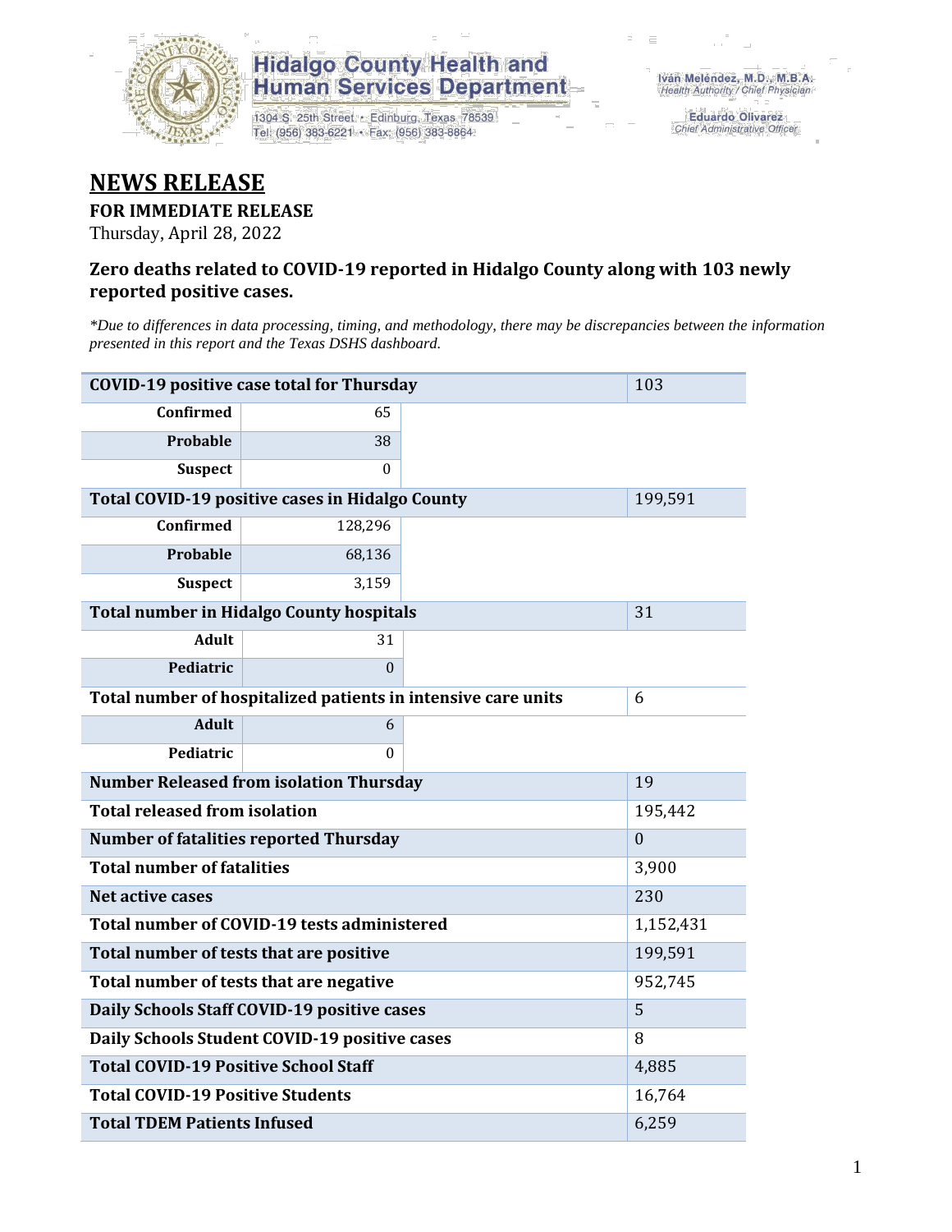Hidalgo County Health and Human Services Department

1304 S. 25th Street • Edinburg, Texas 78539
Tel: (956) 383-6221 • Fax: (956) 383-8864

Iván Meléndez, M.D., M.B.A.
Health Authority / Chief Physician

Eduardo Olivarez
Chief Administrative Officer

# NEWS RELEASE

**FOR IMMEDIATE RELEASE**

Thursday, April 28, 2022

### Zero deaths related to COVID-19 reported in Hidalgo County along with 103 newly reported positive cases.

*\*Due to differences in data processing, timing, and methodology, there may be discrepancies between the information presented in this report and the Texas DSHS dashboard.*

| | | |
|---|---|---|
| **COVID-19 positive case total for Thursday** | | 103 |
| **Confirmed** | 65 | |
| **Probable** | 38 | |
| **Suspect** | 0 | |
| **Total COVID-19 positive cases in Hidalgo County** | | 199,591 |
| **Confirmed** | 128,296 | |
| **Probable** | 68,136 | |
| **Suspect** | 3,159 | |
| **Total number in Hidalgo County hospitals** | | 31 |
| **Adult** | 31 | |
| **Pediatric** | 0 | |
| **Total number of hospitalized patients in intensive care units** | | 6 |
| **Adult** | 6 | |
| **Pediatric** | 0 | |
| **Number Released from isolation Thursday** | | 19 |
| **Total released from isolation** | | 195,442 |
| **Number of fatalities reported Thursday** | | 0 |
| **Total number of fatalities** | | 3,900 |
| **Net active cases** | | 230 |
| **Total number of COVID-19 tests administered** | | 1,152,431 |
| **Total number of tests that are positive** | | 199,591 |
| **Total number of tests that are negative** | | 952,745 |
| **Daily Schools Staff COVID-19 positive cases** | | 5 |
| **Daily Schools Student COVID-19 positive cases** | | 8 |
| **Total COVID-19 Positive School Staff** | | 4,885 |
| **Total COVID-19 Positive Students** | | 16,764 |
| **Total TDEM Patients Infused** | | 6,259 |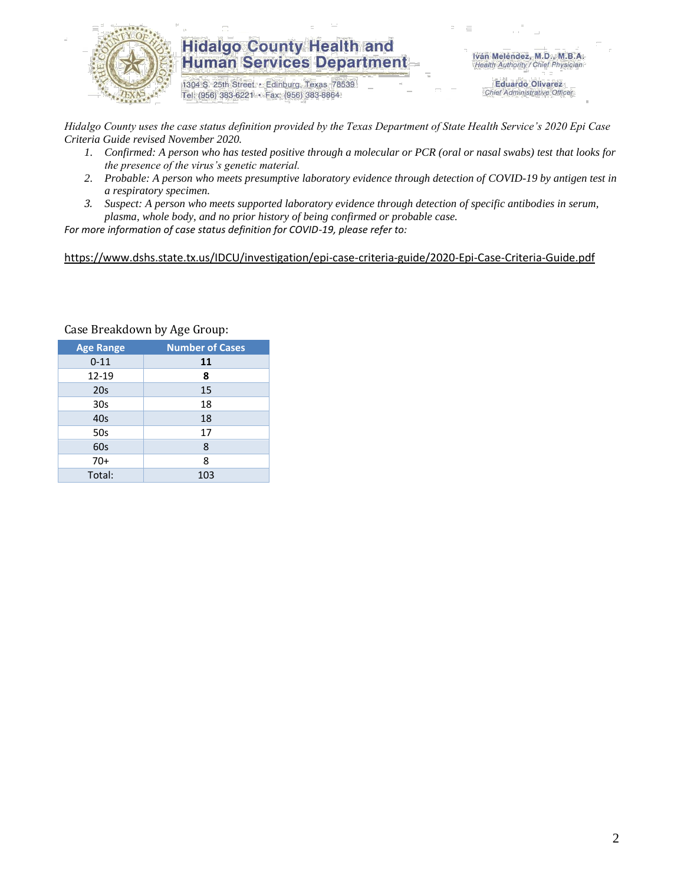*Hidalgo County uses the case status definition provided by the Texas Department of State Health Service's 2020 Epi Case Criteria Guide revised November 2020.*

1. *Confirmed: A person who has tested positive through a molecular or PCR (oral or nasal swabs) test that looks for the presence of the virus's genetic material.*
2. *Probable: A person who meets presumptive laboratory evidence through detection of COVID-19 by antigen test in a respiratory specimen.*
3. *Suspect: A person who meets supported laboratory evidence through detection of specific antibodies in serum, plasma, whole body, and no prior history of being confirmed or probable case.*

*For more information of case status definition for COVID-19, please refer to:*

https://www.dshs.state.tx.us/IDCU/investigation/epi-case-criteria-guide/2020-Epi-Case-Criteria-Guide.pdf

Case Breakdown by Age Group:

| Age Range | Number of Cases |
|---|---|
| 0-11 | **11** |
| 12-19 | **8** |
| 20s | 15 |
| 30s | 18 |
| 40s | 18 |
| 50s | 17 |
| 60s | 8 |
| 70+ | 8 |
| Total: | 103 |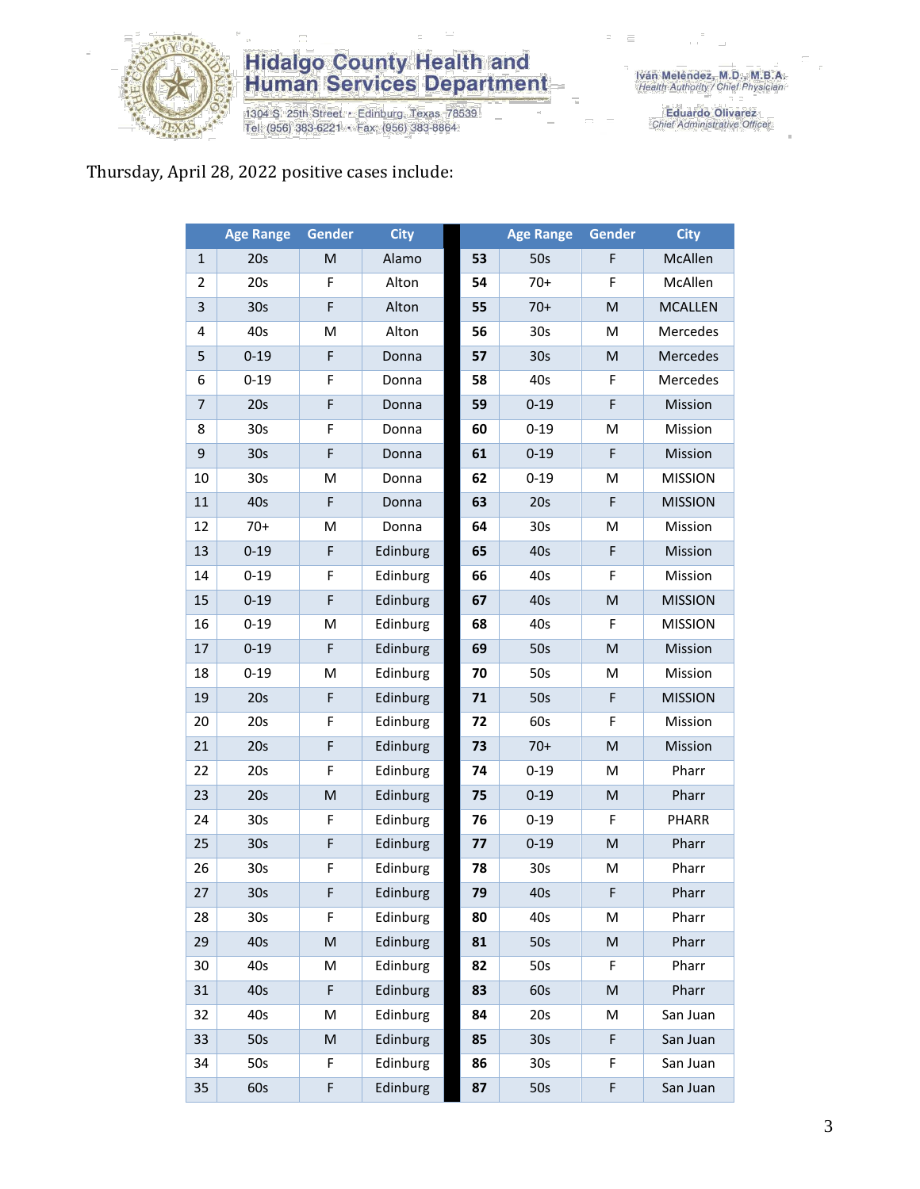Hidalgo County Health and Human Services Department
1304 S. 25th Street • Edinburg, Texas 78539
Tel: (956) 383-6221 • Fax: (956) 383-8864

Iván Meléndez, M.D., M.B.A.
Health Authority / Chief Physician

Eduardo Olivarez
Chief Administrative Officer

Thursday, April 28, 2022 positive cases include:

| | Age Range | Gender | City | | Age Range | Gender | City |
|---|---|---|---|---|---|---|---|
| 1 | 20s | M | Alamo | **53** | 50s | F | McAllen |
| 2 | 20s | F | Alton | **54** | 70+ | F | McAllen |
| 3 | 30s | F | Alton | **55** | 70+ | M | MCALLEN |
| 4 | 40s | M | Alton | **56** | 30s | M | Mercedes |
| 5 | 0-19 | F | Donna | **57** | 30s | M | Mercedes |
| 6 | 0-19 | F | Donna | **58** | 40s | F | Mercedes |
| 7 | 20s | F | Donna | **59** | 0-19 | F | Mission |
| 8 | 30s | F | Donna | **60** | 0-19 | M | Mission |
| 9 | 30s | F | Donna | **61** | 0-19 | F | Mission |
| 10 | 30s | M | Donna | **62** | 0-19 | M | MISSION |
| 11 | 40s | F | Donna | **63** | 20s | F | MISSION |
| 12 | 70+ | M | Donna | **64** | 30s | M | Mission |
| 13 | 0-19 | F | Edinburg | **65** | 40s | F | Mission |
| 14 | 0-19 | F | Edinburg | **66** | 40s | F | Mission |
| 15 | 0-19 | F | Edinburg | **67** | 40s | M | MISSION |
| 16 | 0-19 | M | Edinburg | **68** | 40s | F | MISSION |
| 17 | 0-19 | F | Edinburg | **69** | 50s | M | Mission |
| 18 | 0-19 | M | Edinburg | **70** | 50s | M | Mission |
| 19 | 20s | F | Edinburg | **71** | 50s | F | MISSION |
| 20 | 20s | F | Edinburg | **72** | 60s | F | Mission |
| 21 | 20s | F | Edinburg | **73** | 70+ | M | Mission |
| 22 | 20s | F | Edinburg | **74** | 0-19 | M | Pharr |
| 23 | 20s | M | Edinburg | **75** | 0-19 | M | Pharr |
| 24 | 30s | F | Edinburg | **76** | 0-19 | F | PHARR |
| 25 | 30s | F | Edinburg | **77** | 0-19 | M | Pharr |
| 26 | 30s | F | Edinburg | **78** | 30s | M | Pharr |
| 27 | 30s | F | Edinburg | **79** | 40s | F | Pharr |
| 28 | 30s | F | Edinburg | **80** | 40s | M | Pharr |
| 29 | 40s | M | Edinburg | **81** | 50s | M | Pharr |
| 30 | 40s | M | Edinburg | **82** | 50s | F | Pharr |
| 31 | 40s | F | Edinburg | **83** | 60s | M | Pharr |
| 32 | 40s | M | Edinburg | **84** | 20s | M | San Juan |
| 33 | 50s | M | Edinburg | **85** | 30s | F | San Juan |
| 34 | 50s | F | Edinburg | **86** | 30s | F | San Juan |
| 35 | 60s | F | Edinburg | **87** | 50s | F | San Juan |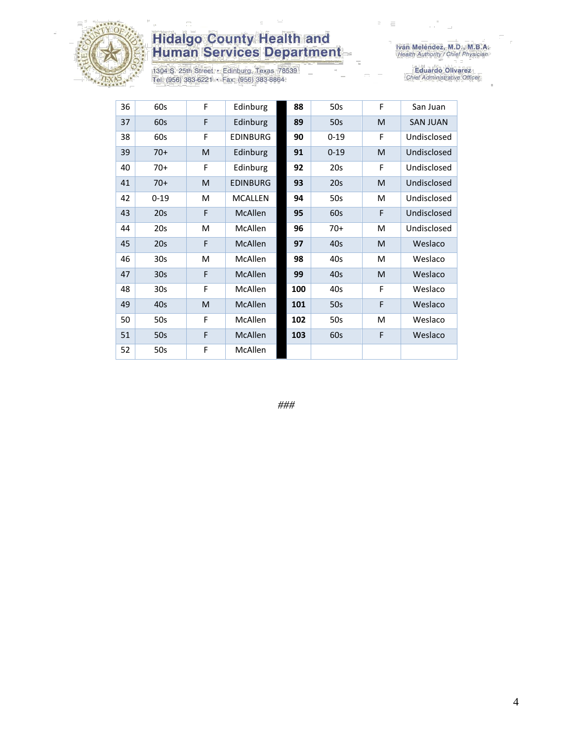| | | | | | | | | |
|---|---|---|---|---|---|---|---|---|
| 36 | 60s | F | Edinburg | | **88** | 50s | F | San Juan |
| 37 | 60s | F | Edinburg | | **89** | 50s | M | SAN JUAN |
| 38 | 60s | F | EDINBURG | | **90** | 0-19 | F | Undisclosed |
| 39 | 70+ | M | Edinburg | | **91** | 0-19 | M | Undisclosed |
| 40 | 70+ | F | Edinburg | | **92** | 20s | F | Undisclosed |
| 41 | 70+ | M | EDINBURG | | **93** | 20s | M | Undisclosed |
| 42 | 0-19 | M | MCALLEN | | **94** | 50s | M | Undisclosed |
| 43 | 20s | F | McAllen | | **95** | 60s | F | Undisclosed |
| 44 | 20s | M | McAllen | | **96** | 70+ | M | Undisclosed |
| 45 | 20s | F | McAllen | | **97** | 40s | M | Weslaco |
| 46 | 30s | M | McAllen | | **98** | 40s | M | Weslaco |
| 47 | 30s | F | McAllen | | **99** | 40s | M | Weslaco |
| 48 | 30s | F | McAllen | | **100** | 40s | F | Weslaco |
| 49 | 40s | M | McAllen | | **101** | 50s | F | Weslaco |
| 50 | 50s | F | McAllen | | **102** | 50s | M | Weslaco |
| 51 | 50s | F | McAllen | | **103** | 60s | F | Weslaco |
| 52 | 50s | F | McAllen | | | | | |

###